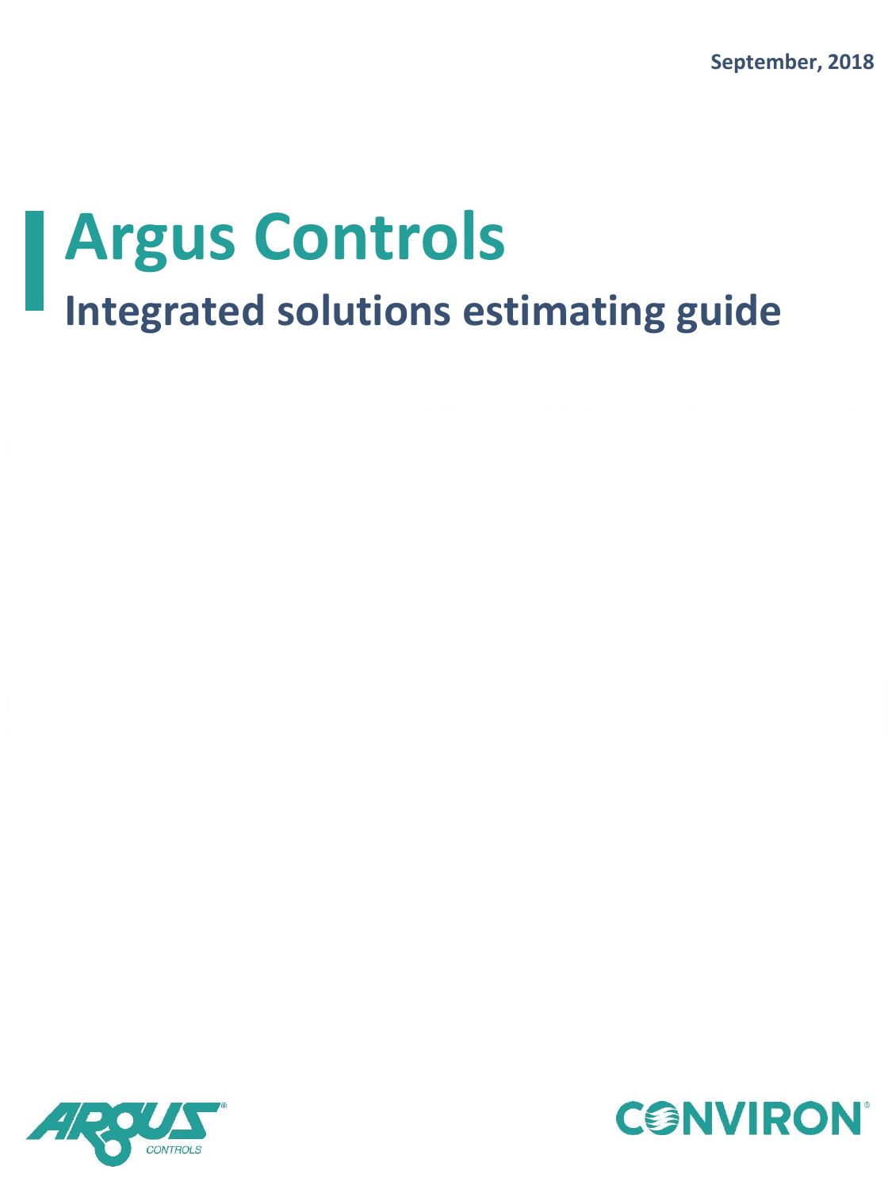September, 2018

# Argus Controls

## Integrated solutions estimating guide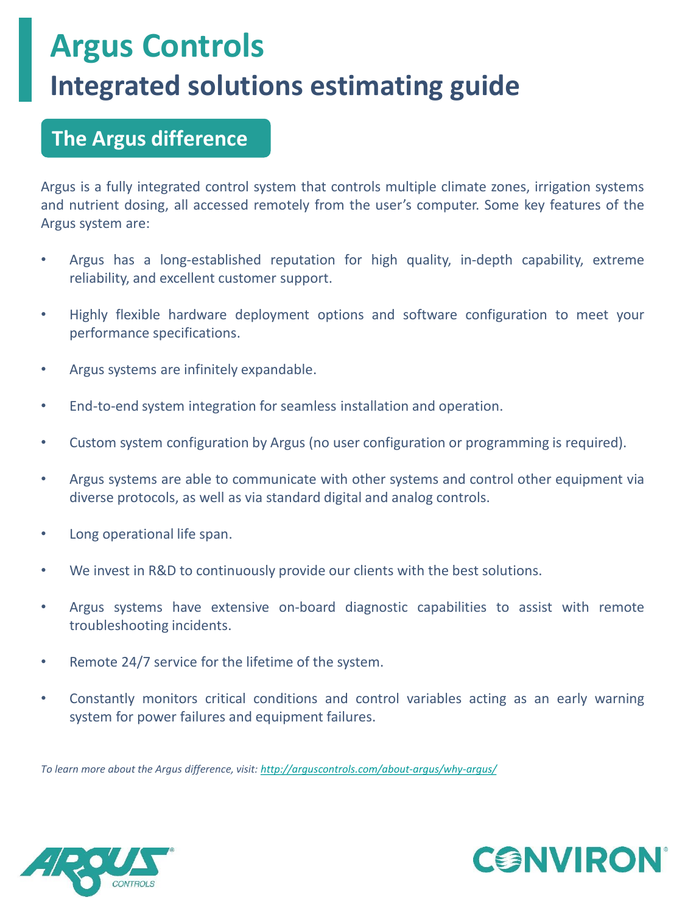# Argus Controls

## Integrated solutions estimating guide

### The Argus difference

Argus is a fully integrated control system that controls multiple climate zones, irrigation systems and nutrient dosing, all accessed remotely from the user's computer. Some key features of the Argus system are:

- Argus has a long-established reputation for high quality, in-depth capability, extreme reliability, and excellent customer support.
- Highly flexible hardware deployment options and software configuration to meet your performance specifications.
- Argus systems are infinitely expandable.
- End-to-end system integration for seamless installation and operation.
- Custom system configuration by Argus (no user configuration or programming is required).
- Argus systems are able to communicate with other systems and control other equipment via diverse protocols, as well as via standard digital and analog controls.
- Long operational life span.
- We invest in R&D to continuously provide our clients with the best solutions.
- Argus systems have extensive on-board diagnostic capabilities to assist with remote troubleshooting incidents.
- Remote 24/7 service for the lifetime of the system.
- Constantly monitors critical conditions and control variables acting as an early warning system for power failures and equipment failures.

*To learn more about the Argus difference, visit: http://arguscontrols.com/about-argus/why-argus/*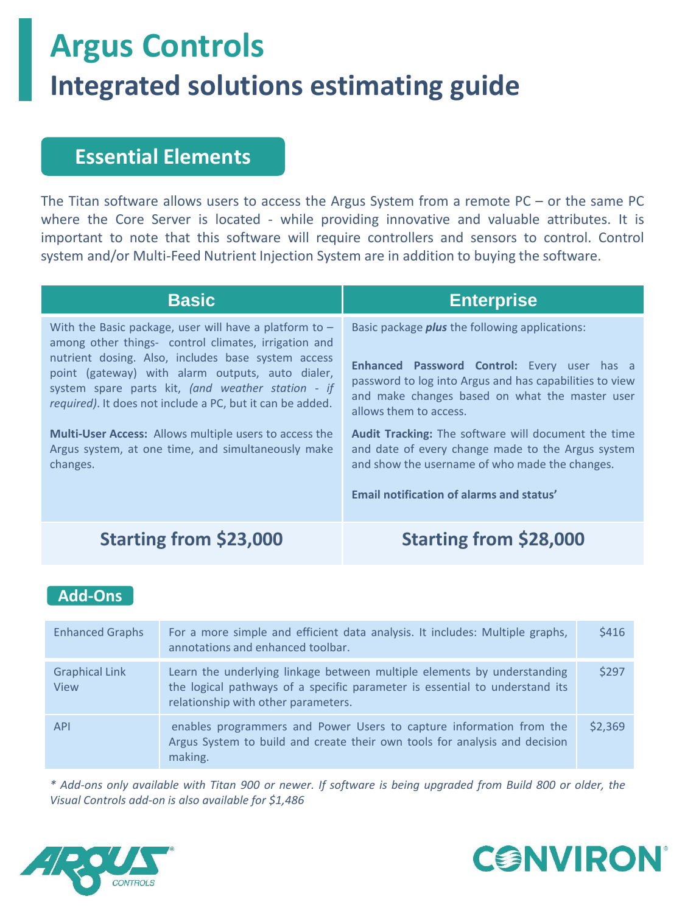# Argus Controls

## Integrated solutions estimating guide

### Essential Elements

The Titan software allows users to access the Argus System from a remote PC – or the same PC where the Core Server is located - while providing innovative and valuable attributes. It is important to note that this software will require controllers and sensors to control. Control system and/or Multi-Feed Nutrient Injection System are in addition to buying the software.

| Basic | Enterprise |
|---|---|
| With the Basic package, user will have a platform to – among other things- control climates, irrigation and nutrient dosing. Also, includes base system access point (gateway) with alarm outputs, auto dialer, system spare parts kit, *(and weather station - if required)*. It does not include a PC, but it can be added.<br><br>**Multi-User Access:** Allows multiple users to access the Argus system, at one time, and simultaneously make changes. | Basic package ***plus*** the following applications:<br><br>**Enhanced Password Control:** Every user has a password to log into Argus and has capabilities to view and make changes based on what the master user allows them to access.<br><br>**Audit Tracking:** The software will document the time and date of every change made to the Argus system and show the username of who made the changes.<br><br>**Email notification of alarms and status'** |
| **Starting from $23,000** | **Starting from $28,000** |

### Add-Ons

| Add-On | Description | Price |
|---|---|---|
| Enhanced Graphs | For a more simple and efficient data analysis. It includes: Multiple graphs, annotations and enhanced toolbar. | $416 |
| Graphical Link View | Learn the underlying linkage between multiple elements by understanding the logical pathways of a specific parameter is essential to understand its relationship with other parameters. | $297 |
| API | enables programmers and Power Users to capture information from the Argus System to build and create their own tools for analysis and decision making. | $2,369 |

*\* Add-ons only available with Titan 900 or newer. If software is being upgraded from Build 800 or older, the Visual Controls add-on is also available for $1,486*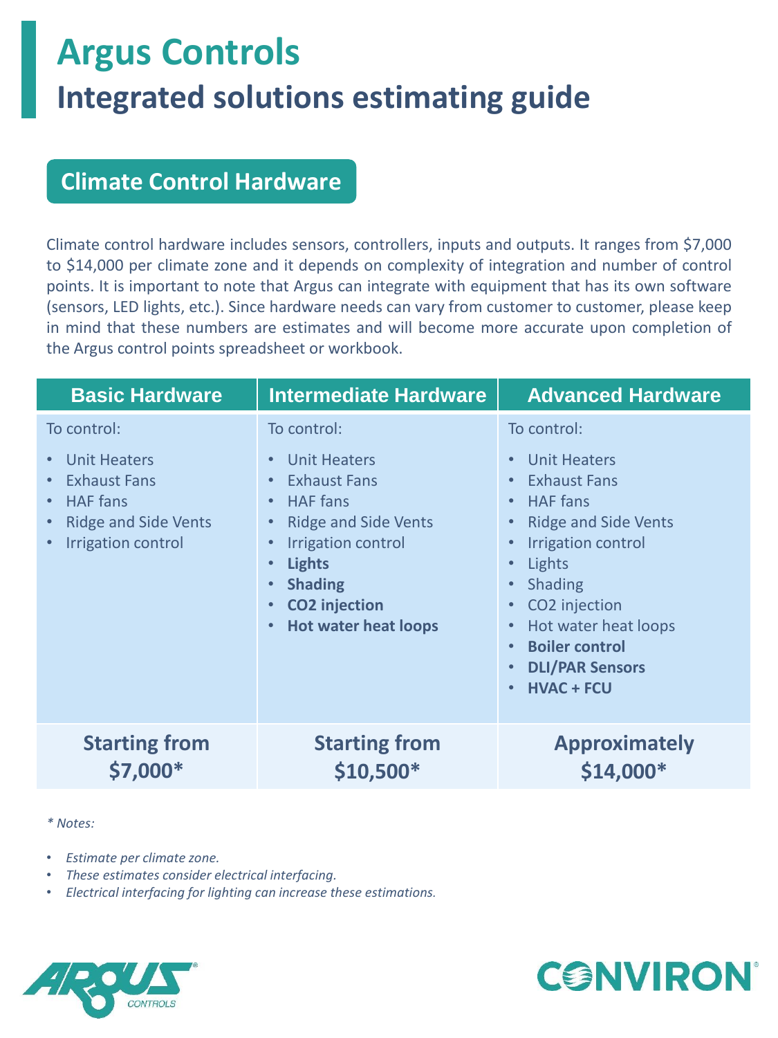# Argus Controls

## Integrated solutions estimating guide

### Climate Control Hardware

Climate control hardware includes sensors, controllers, inputs and outputs. It ranges from $7,000 to $14,000 per climate zone and it depends on complexity of integration and number of control points. It is important to note that Argus can integrate with equipment that has its own software (sensors, LED lights, etc.). Since hardware needs can vary from customer to customer, please keep in mind that these numbers are estimates and will become more accurate upon completion of the Argus control points spreadsheet or workbook.

| Basic Hardware | Intermediate Hardware | Advanced Hardware |
|---|---|---|
| To control:<br>• Unit Heaters<br>• Exhaust Fans<br>• HAF fans<br>• Ridge and Side Vents<br>• Irrigation control | To control:<br>• Unit Heaters<br>• Exhaust Fans<br>• HAF fans<br>• Ridge and Side Vents<br>• Irrigation control<br>• **Lights**<br>• **Shading**<br>• **$CO_2$ injection**<br>• **Hot water heat loops** | To control:<br>• Unit Heaters<br>• Exhaust Fans<br>• HAF fans<br>• Ridge and Side Vents<br>• Irrigation control<br>• Lights<br>• Shading<br>• $CO_2$ injection<br>• Hot water heat loops<br>• **Boiler control**<br>• **DLI/PAR Sensors**<br>• **HVAC + FCU** |
| **Starting from $7,000*** | **Starting from $10,500*** | **Approximately $14,000*** |

*\* Notes:*

- *Estimate per climate zone.*
- *These estimates consider electrical interfacing.*
- *Electrical interfacing for lighting can increase these estimations.*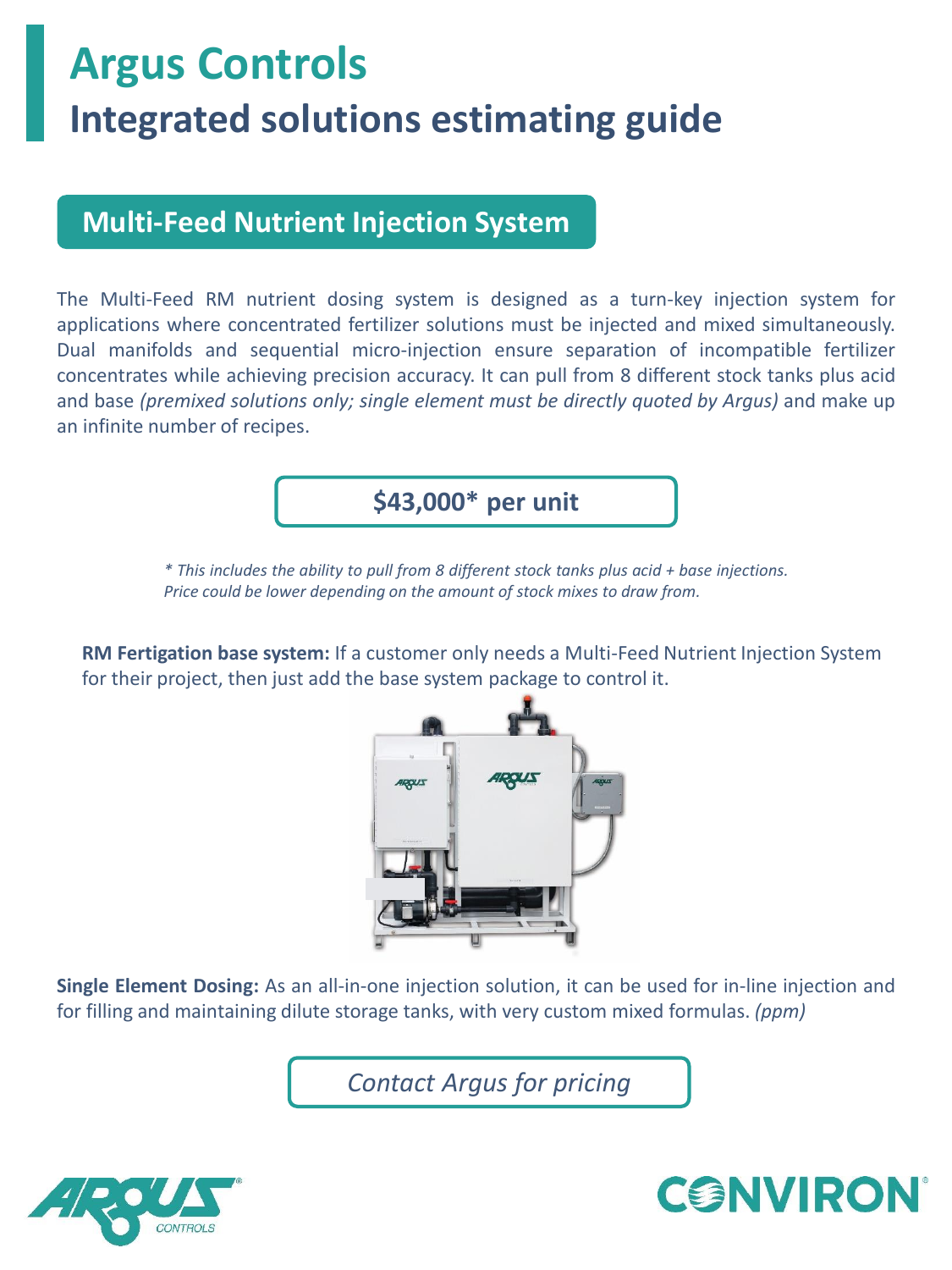# Argus Controls

## Integrated solutions estimating guide

### Multi-Feed Nutrient Injection System

The Multi-Feed RM nutrient dosing system is designed as a turn-key injection system for applications where concentrated fertilizer solutions must be injected and mixed simultaneously. Dual manifolds and sequential micro-injection ensure separation of incompatible fertilizer concentrates while achieving precision accuracy. It can pull from 8 different stock tanks plus acid and base *(premixed solutions only; single element must be directly quoted by Argus)* and make up an infinite number of recipes.

**$43,000* per unit**

*\* This includes the ability to pull from 8 different stock tanks plus acid + base injections. Price could be lower depending on the amount of stock mixes to draw from.*

**RM Fertigation base system:** If a customer only needs a Multi-Feed Nutrient Injection System for their project, then just add the base system package to control it.

**Single Element Dosing:** As an all-in-one injection solution, it can be used for in-line injection and for filling and maintaining dilute storage tanks, with very custom mixed formulas. *(ppm)*

*Contact Argus for pricing*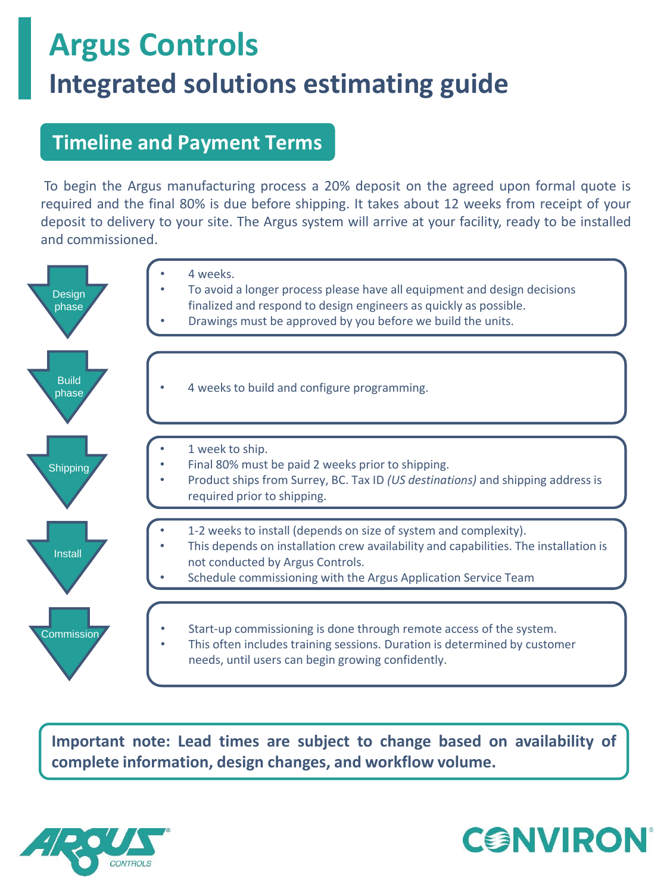# Argus Controls

## Integrated solutions estimating guide

### Timeline and Payment Terms

To begin the Argus manufacturing process a 20% deposit on the agreed upon formal quote is required and the final 80% is due before shipping. It takes about 12 weeks from receipt of your deposit to delivery to your site. The Argus system will arrive at your facility, ready to be installed and commissioned.

**Design phase**

- 4 weeks.
- To avoid a longer process please have all equipment and design decisions finalized and respond to design engineers as quickly as possible.
- Drawings must be approved by you before we build the units.

**Build phase**

- 4 weeks to build and configure programming.

**Shipping**

- 1 week to ship.
- Final 80% must be paid 2 weeks prior to shipping.
- Product ships from Surrey, BC. Tax ID *(US destinations)* and shipping address is required prior to shipping.

**Install**

- 1-2 weeks to install (depends on size of system and complexity).
- This depends on installation crew availability and capabilities. The installation is not conducted by Argus Controls.
- Schedule commissioning with the Argus Application Service Team

**Commission**

- Start-up commissioning is done through remote access of the system.
- This often includes training sessions. Duration is determined by customer needs, until users can begin growing confidently.

**Important note: Lead times are subject to change based on availability of complete information, design changes, and workflow volume.**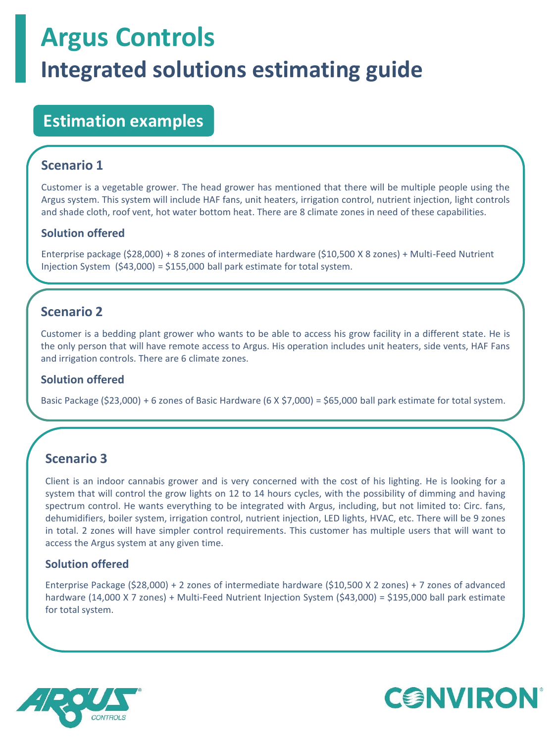# Argus Controls

## Integrated solutions estimating guide

## Estimation examples

### Scenario 1

Customer is a vegetable grower. The head grower has mentioned that there will be multiple people using the Argus system. This system will include HAF fans, unit heaters, irrigation control, nutrient injection, light controls and shade cloth, roof vent, hot water bottom heat. There are 8 climate zones in need of these capabilities.

#### Solution offered

Enterprise package ($28,000) + 8 zones of intermediate hardware ($10,500 X 8 zones) + Multi-Feed Nutrient Injection System ($43,000) = $155,000 ball park estimate for total system.

### Scenario 2

Customer is a bedding plant grower who wants to be able to access his grow facility in a different state. He is the only person that will have remote access to Argus. His operation includes unit heaters, side vents, HAF Fans and irrigation controls. There are 6 climate zones.

#### Solution offered

Basic Package ($23,000) + 6 zones of Basic Hardware (6 X $7,000) = $65,000 ball park estimate for total system.

### Scenario 3

Client is an indoor cannabis grower and is very concerned with the cost of his lighting. He is looking for a system that will control the grow lights on 12 to 14 hours cycles, with the possibility of dimming and having spectrum control. He wants everything to be integrated with Argus, including, but not limited to: Circ. fans, dehumidifiers, boiler system, irrigation control, nutrient injection, LED lights, HVAC, etc. There will be 9 zones in total. 2 zones will have simpler control requirements. This customer has multiple users that will want to access the Argus system at any given time.

#### Solution offered

Enterprise Package ($28,000) + 2 zones of intermediate hardware ($10,500 X 2 zones) + 7 zones of advanced hardware (14,000 X 7 zones) + Multi-Feed Nutrient Injection System ($43,000) = $195,000 ball park estimate for total system.

ARGUS CONTROLS

CONVIRON